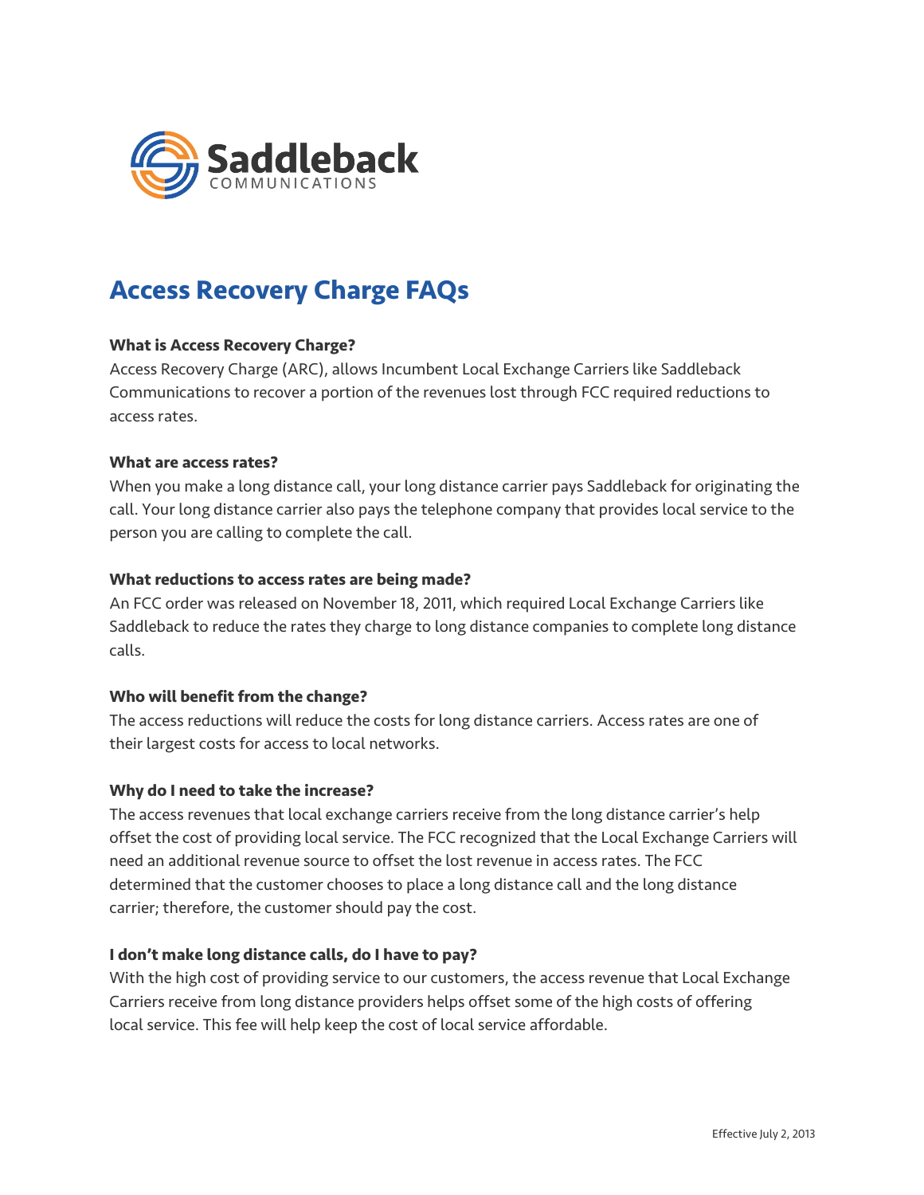Saddleback
COMMUNICATIONS

# Access Recovery Charge FAQs

**What is Access Recovery Charge?**

Access Recovery Charge (ARC), allows Incumbent Local Exchange Carriers like Saddleback Communications to recover a portion of the revenues lost through FCC required reductions to access rates.

**What are access rates?**

When you make a long distance call, your long distance carrier pays Saddleback for originating the call. Your long distance carrier also pays the telephone company that provides local service to the person you are calling to complete the call.

**What reductions to access rates are being made?**

An FCC order was released on November 18, 2011, which required Local Exchange Carriers like Saddleback to reduce the rates they charge to long distance companies to complete long distance calls.

**Who will benefit from the change?**

The access reductions will reduce the costs for long distance carriers. Access rates are one of their largest costs for access to local networks.

**Why do I need to take the increase?**

The access revenues that local exchange carriers receive from the long distance carrier's help offset the cost of providing local service. The FCC recognized that the Local Exchange Carriers will need an additional revenue source to offset the lost revenue in access rates. The FCC determined that the customer chooses to place a long distance call and the long distance carrier; therefore, the customer should pay the cost.

**I don't make long distance calls, do I have to pay?**

With the high cost of providing service to our customers, the access revenue that Local Exchange Carriers receive from long distance providers helps offset some of the high costs of offering local service. This fee will help keep the cost of local service affordable.

Effective July 2, 2013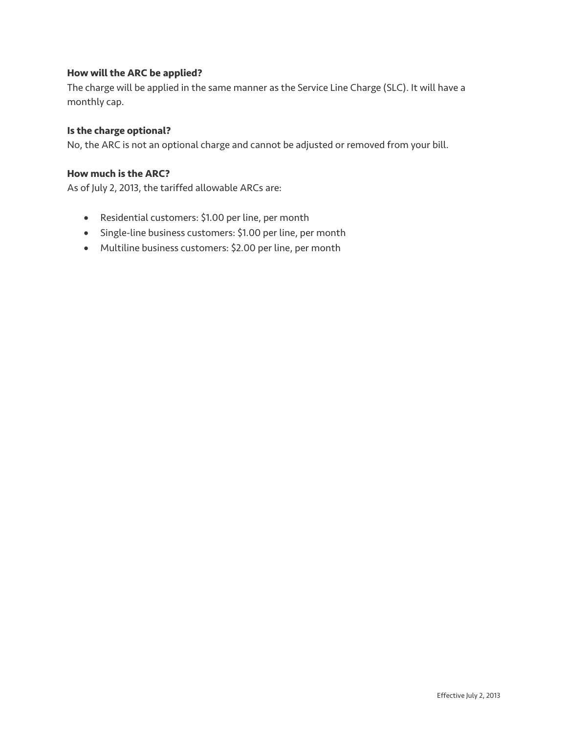**How will the ARC be applied?**

The charge will be applied in the same manner as the Service Line Charge (SLC). It will have a monthly cap.

**Is the charge optional?**

No, the ARC is not an optional charge and cannot be adjusted or removed from your bill.

**How much is the ARC?**

As of July 2, 2013, the tariffed allowable ARCs are:

- Residential customers: $1.00 per line, per month
- Single-line business customers: $1.00 per line, per month
- Multiline business customers: $2.00 per line, per month

Effective July 2, 2013